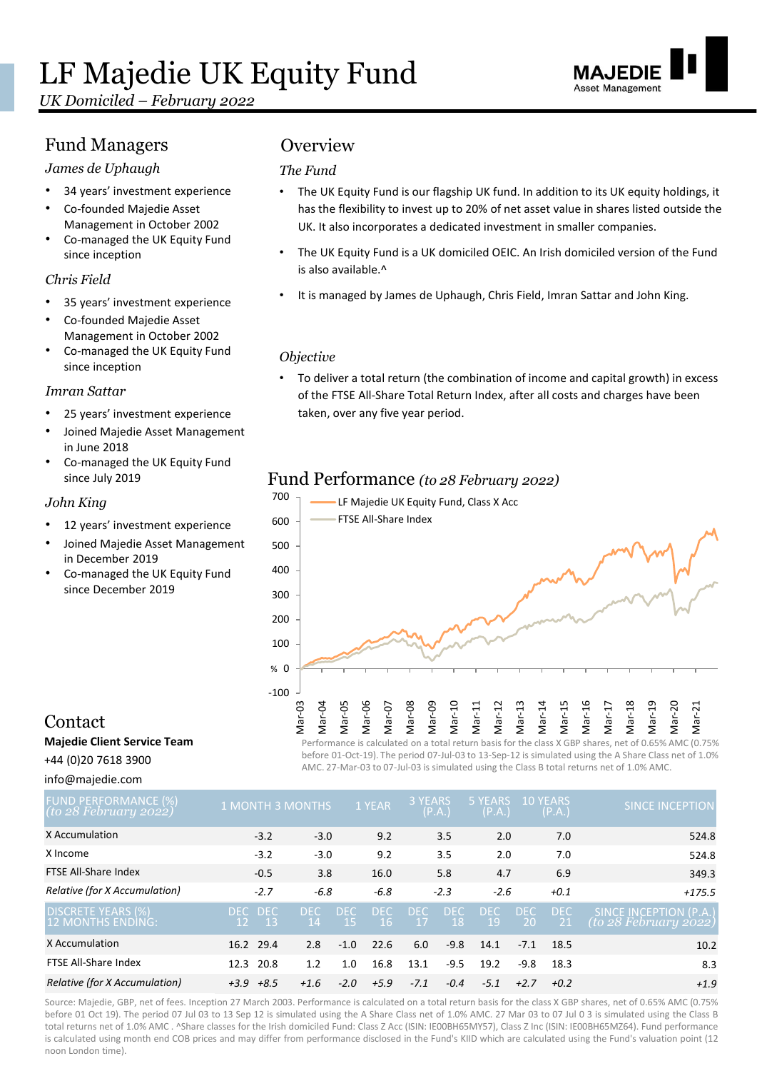# LF Majedie UK Equity Fund

*UK Domiciled – February 2022*

MAJEDIE Asset Management

## Fund Managers

*James de Uphaugh*

- 34 years' investment experience
- Co-founded Majedie Asset Management in October 2002
- Co-managed the UK Equity Fund since inception

*Chris Field*

- 35 years' investment experience
- Co-founded Majedie Asset Management in October 2002
- Co-managed the UK Equity Fund since inception

*Imran Sattar*

- 25 years' investment experience
- Joined Majedie Asset Management in June 2018
- Co-managed the UK Equity Fund since July 2019

*John King*

- 12 years' investment experience
- Joined Majedie Asset Management in December 2019
- Co-managed the UK Equity Fund since December 2019

## Overview

*The Fund*

- The UK Equity Fund is our flagship UK fund. In addition to its UK equity holdings, it has the flexibility to invest up to 20% of net asset value in shares listed outside the UK. It also incorporates a dedicated investment in smaller companies.
- The UK Equity Fund is a UK domiciled OEIC. An Irish domiciled version of the Fund is also available.^
- It is managed by James de Uphaugh, Chris Field, Imran Sattar and John King.

*Objective*

- To deliver a total return (the combination of income and capital growth) in excess of the FTSE All-Share Total Return Index, after all costs and charges have been taken, over any five year period.

## Fund Performance *(to 28 February 2022)*

Performance is calculated on a total return basis for the class X GBP shares, net of 0.65% AMC (0.75% before 01-Oct-19). The period 07-Jul-03 to 13-Sep-12 is simulated using the A Share Class net of 1.0% AMC. 27-Mar-03 to 07-Jul-03 is simulated using the Class B total returns net of 1.0% AMC.

## Contact

**Majedie Client Service Team**

+44 (0)20 7618 3900

info@majedie.com

| FUND PERFORMANCE (%) *(to 28 February 2022)* | 1 MONTH | 3 MONTHS | 1 YEAR | 3 YEARS (P.A.) | 5 YEARS (P.A.) | 10 YEARS (P.A.) | SINCE INCEPTION |
|---|---|---|---|---|---|---|---|
| X Accumulation | -3.2 | -3.0 | 9.2 | 3.5 | 2.0 | 7.0 | 524.8 |
| X Income | -3.2 | -3.0 | 9.2 | 3.5 | 2.0 | 7.0 | 524.8 |
| FTSE All-Share Index | -0.5 | 3.8 | 16.0 | 5.8 | 4.7 | 6.9 | 349.3 |
| *Relative (for X Accumulation)* | *-2.7* | *-6.8* | *-6.8* | *-2.3* | *-2.6* | *+0.1* | *+175.5* |

| DISCRETE YEARS (%) 12 MONTHS ENDING: | DEC 12 | DEC 13 | DEC 14 | DEC 15 | DEC 16 | DEC 17 | DEC 18 | DEC 19 | DEC 20 | DEC 21 | SINCE INCEPTION (P.A.) *(to 28 February 2022)* |
|---|---|---|---|---|---|---|---|---|---|---|---|
| X Accumulation | 16.2 | 29.4 | 2.8 | -1.0 | 22.6 | 6.0 | -9.8 | 14.1 | -7.1 | 18.5 | 10.2 |
| FTSE All-Share Index | 12.3 | 20.8 | 1.2 | 1.0 | 16.8 | 13.1 | -9.5 | 19.2 | -9.8 | 18.3 | 8.3 |
| *Relative (for X Accumulation)* | *+3.9* | *+8.5* | *+1.6* | *-2.0* | *+5.9* | *-7.1* | *-0.4* | *-5.1* | *+2.7* | *+0.2* | *+1.9* |

Source: Majedie, GBP, net of fees. Inception 27 March 2003. Performance is calculated on a total return basis for the class X GBP shares, net of 0.65% AMC (0.75% before 01 Oct 19). The period 07 Jul 03 to 13 Sep 12 is simulated using the A Share Class net of 1.0% AMC. 27 Mar 03 to 07 Jul 0 3 is simulated using the Class B total returns net of 1.0% AMC . ^Share classes for the Irish domiciled Fund: Class Z Acc (ISIN: IE00BH65MY57), Class Z Inc (ISIN: IE00BH65MZ64). Fund performance is calculated using month end COB prices and may differ from performance disclosed in the Fund's KIID which are calculated using the Fund's valuation point (12 noon London time).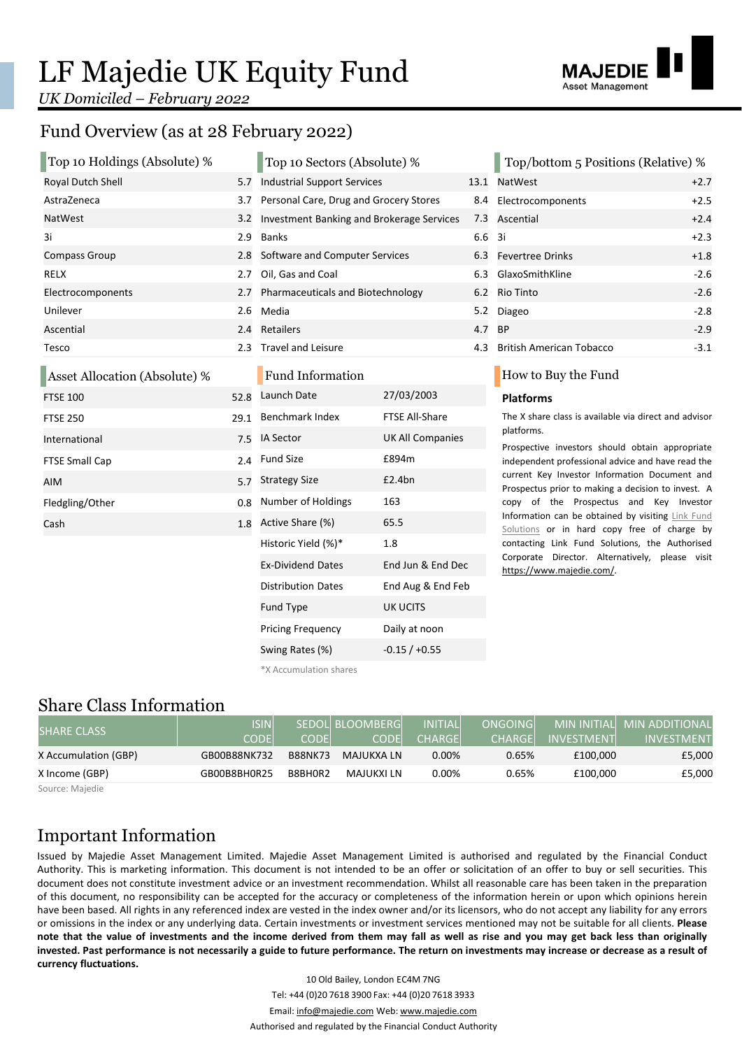# LF Majedie UK Equity Fund

*UK Domiciled – February 2022*

## Fund Overview (as at 28 February 2022)

### Top 10 Holdings (Absolute) %

| | |
|---|---|
| Royal Dutch Shell | 5.7 |
| AstraZeneca | 3.7 |
| NatWest | 3.2 |
| 3i | 2.9 |
| Compass Group | 2.8 |
| RELX | 2.7 |
| Electrocomponents | 2.7 |
| Unilever | 2.6 |
| Ascential | 2.4 |
| Tesco | 2.3 |

### Top 10 Sectors (Absolute) %

| | |
|---|---|
| Industrial Support Services | 13.1 |
| Personal Care, Drug and Grocery Stores | 8.4 |
| Investment Banking and Brokerage Services | 7.3 |
| Banks | 6.6 |
| Software and Computer Services | 6.3 |
| Oil, Gas and Coal | 6.3 |
| Pharmaceuticals and Biotechnology | 6.2 |
| Media | 5.2 |
| Retailers | 4.7 |
| Travel and Leisure | 4.3 |

### Top/bottom 5 Positions (Relative) %

| | |
|---|---|
| NatWest | +2.7 |
| Electrocomponents | +2.5 |
| Ascential | +2.4 |
| 3i | +2.3 |
| Fevertree Drinks | +1.8 |
| GlaxoSmithKline | -2.6 |
| Rio Tinto | -2.6 |
| Diageo | -2.8 |
| BP | -2.9 |
| British American Tobacco | -3.1 |

### Asset Allocation (Absolute) %

| | |
|---|---|
| FTSE 100 | 52.8 |
| FTSE 250 | 29.1 |
| International | 7.5 |
| FTSE Small Cap | 2.4 |
| AIM | 5.7 |
| Fledgling/Other | 0.8 |
| Cash | 1.8 |

### Fund Information

| | |
|---|---|
| Launch Date | 27/03/2003 |
| Benchmark Index | FTSE All-Share |
| IA Sector | UK All Companies |
| Fund Size | £894m |
| Strategy Size | £2.4bn |
| Number of Holdings | 163 |
| Active Share (%) | 65.5 |
| Historic Yield (%)* | 1.8 |
| Ex-Dividend Dates | End Jun & End Dec |
| Distribution Dates | End Aug & End Feb |
| Fund Type | UK UCITS |
| Pricing Frequency | Daily at noon |
| Swing Rates (%) | -0.15 / +0.55 |

*X Accumulation shares

### How to Buy the Fund

**Platforms**

The X share class is available via direct and advisor platforms.

Prospective investors should obtain appropriate independent professional advice and have read the current Key Investor Information Document and Prospectus prior to making a decision to invest. A copy of the Prospectus and Key Investor Information can be obtained by visiting Link Fund Solutions or in hard copy free of charge by contacting Link Fund Solutions, the Authorised Corporate Director. Alternatively, please visit https://www.majedie.com/.

## Share Class Information

| SHARE CLASS | ISIN CODE | SEDOL CODE | BLOOMBERG CODE | INITIAL CHARGE | ONGOING CHARGE | MIN INITIAL INVESTMENT | MIN ADDITIONAL INVESTMENT |
|---|---|---|---|---|---|---|---|
| X Accumulation (GBP) | GB00B88NK732 | B88NK73 | MAJUKXA LN | 0.00% | 0.65% | £100,000 | £5,000 |
| X Income (GBP) | GB00B8BH0R25 | B8BH0R2 | MAJUKXI LN | 0.00% | 0.65% | £100,000 | £5,000 |

Source: Majedie

## Important Information

Issued by Majedie Asset Management Limited. Majedie Asset Management Limited is authorised and regulated by the Financial Conduct Authority. This is marketing information. This document is not intended to be an offer or solicitation of an offer to buy or sell securities. This document does not constitute investment advice or an investment recommendation. Whilst all reasonable care has been taken in the preparation of this document, no responsibility can be accepted for the accuracy or completeness of the information herein or upon which opinions herein have been based. All rights in any referenced index are vested in the index owner and/or its licensors, who do not accept any liability for any errors or omissions in the index or any underlying data. Certain investments or investment services mentioned may not be suitable for all clients. **Please note that the value of investments and the income derived from them may fall as well as rise and you may get back less than originally invested. Past performance is not necessarily a guide to future performance. The return on investments may increase or decrease as a result of currency fluctuations.**

10 Old Bailey, London EC4M 7NG

Tel: +44 (0)20 7618 3900 Fax: +44 (0)20 7618 3933

Email: info@majedie.com Web: www.majedie.com

Authorised and regulated by the Financial Conduct Authority